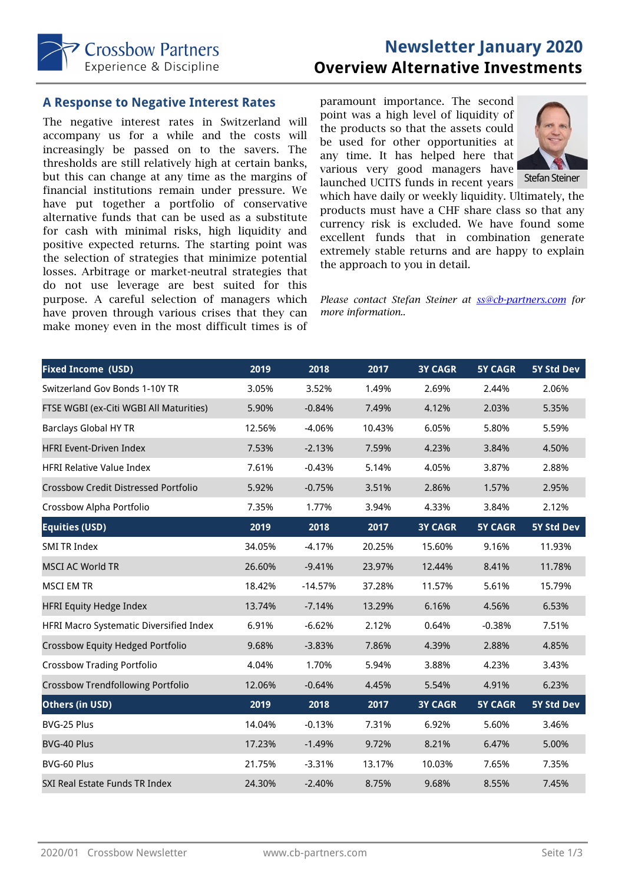Crossbow Partners
Experience & Discipline

# Newsletter January 2020
# Overview Alternative Investments

## A Response to Negative Interest Rates

The negative interest rates in Switzerland will accompany us for a while and the costs will increasingly be passed on to the savers. The thresholds are still relatively high at certain banks, but this can change at any time as the margins of financial institutions remain under pressure. We have put together a portfolio of conservative alternative funds that can be used as a substitute for cash with minimal risks, high liquidity and positive expected returns. The starting point was the selection of strategies that minimize potential losses. Arbitrage or market-neutral strategies that do not use leverage are best suited for this purpose. A careful selection of managers which have proven through various crises that they can make money even in the most difficult times is of paramount importance. The second point was a high level of liquidity of the products so that the assets could be used for other opportunities at any time. It has helped here that various very good managers have launched UCITS funds in recent years which have daily or weekly liquidity. Ultimately, the products must have a CHF share class so that any currency risk is excluded. We have found some excellent funds that in combination generate extremely stable returns and are happy to explain the approach to you in detail.

Stefan Steiner

*Please contact Stefan Steiner at [ss@cb-partners.com](mailto:ss@cb-partners.com) for more information..*

| Fixed Income (USD) | 2019 | 2018 | 2017 | 3Y CAGR | 5Y CAGR | 5Y Std Dev |
|---|---|---|---|---|---|---|
| Switzerland Gov Bonds 1-10Y TR | 3.05% | 3.52% | 1.49% | 2.69% | 2.44% | 2.06% |
| FTSE WGBI (ex-Citi WGBI All Maturities) | 5.90% | -0.84% | 7.49% | 4.12% | 2.03% | 5.35% |
| Barclays Global HY TR | 12.56% | -4.06% | 10.43% | 6.05% | 5.80% | 5.59% |
| HFRI Event-Driven Index | 7.53% | -2.13% | 7.59% | 4.23% | 3.84% | 4.50% |
| HFRI Relative Value Index | 7.61% | -0.43% | 5.14% | 4.05% | 3.87% | 2.88% |
| Crossbow Credit Distressed Portfolio | 5.92% | -0.75% | 3.51% | 2.86% | 1.57% | 2.95% |
| Crossbow Alpha Portfolio | 7.35% | 1.77% | 3.94% | 4.33% | 3.84% | 2.12% |
| **Equities (USD)** | **2019** | **2018** | **2017** | **3Y CAGR** | **5Y CAGR** | **5Y Std Dev** |
| SMI TR Index | 34.05% | -4.17% | 20.25% | 15.60% | 9.16% | 11.93% |
| MSCI AC World TR | 26.60% | -9.41% | 23.97% | 12.44% | 8.41% | 11.78% |
| MSCI EM TR | 18.42% | -14.57% | 37.28% | 11.57% | 5.61% | 15.79% |
| HFRI Equity Hedge Index | 13.74% | -7.14% | 13.29% | 6.16% | 4.56% | 6.53% |
| HFRI Macro Systematic Diversified Index | 6.91% | -6.62% | 2.12% | 0.64% | -0.38% | 7.51% |
| Crossbow Equity Hedged Portfolio | 9.68% | -3.83% | 7.86% | 4.39% | 2.88% | 4.85% |
| Crossbow Trading Portfolio | 4.04% | 1.70% | 5.94% | 3.88% | 4.23% | 3.43% |
| Crossbow Trendfollowing Portfolio | 12.06% | -0.64% | 4.45% | 5.54% | 4.91% | 6.23% |
| **Others (in USD)** | **2019** | **2018** | **2017** | **3Y CAGR** | **5Y CAGR** | **5Y Std Dev** |
| BVG-25 Plus | 14.04% | -0.13% | 7.31% | 6.92% | 5.60% | 3.46% |
| BVG-40 Plus | 17.23% | -1.49% | 9.72% | 8.21% | 6.47% | 5.00% |
| BVG-60 Plus | 21.75% | -3.31% | 13.17% | 10.03% | 7.65% | 7.35% |
| SXI Real Estate Funds TR Index | 24.30% | -2.40% | 8.75% | 9.68% | 8.55% | 7.45% |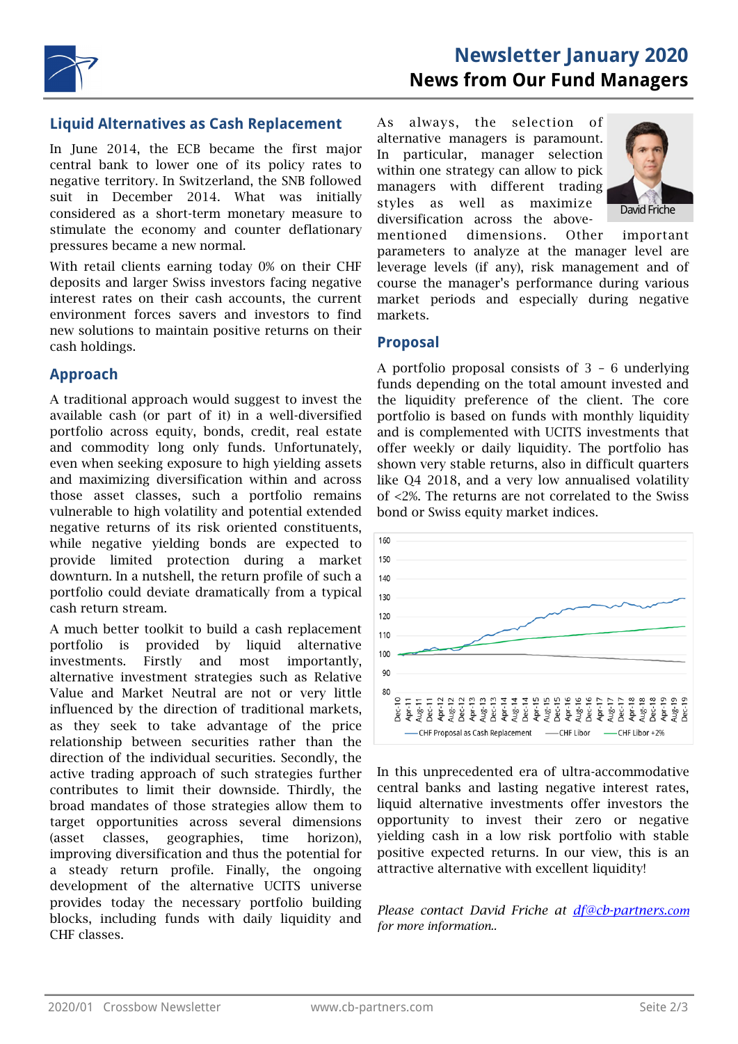# Newsletter January 2020
## News from Our Fund Managers

## Liquid Alternatives as Cash Replacement

In June 2014, the ECB became the first major central bank to lower one of its policy rates to negative territory. In Switzerland, the SNB followed suit in December 2014. What was initially considered as a short-term monetary measure to stimulate the economy and counter deflationary pressures became a new normal.

With retail clients earning today 0% on their CHF deposits and larger Swiss investors facing negative interest rates on their cash accounts, the current environment forces savers and investors to find new solutions to maintain positive returns on their cash holdings.

## Approach

A traditional approach would suggest to invest the available cash (or part of it) in a well-diversified portfolio across equity, bonds, credit, real estate and commodity long only funds. Unfortunately, even when seeking exposure to high yielding assets and maximizing diversification within and across those asset classes, such a portfolio remains vulnerable to high volatility and potential extended negative returns of its risk oriented constituents, while negative yielding bonds are expected to provide limited protection during a market downturn. In a nutshell, the return profile of such a portfolio could deviate dramatically from a typical cash return stream.

A much better toolkit to build a cash replacement portfolio is provided by liquid alternative investments. Firstly and most importantly, alternative investment strategies such as Relative Value and Market Neutral are not or very little influenced by the direction of traditional markets, as they seek to take advantage of the price relationship between securities rather than the direction of the individual securities. Secondly, the active trading approach of such strategies further contributes to limit their downside. Thirdly, the broad mandates of those strategies allow them to target opportunities across several dimensions (asset classes, geographies, time horizon), improving diversification and thus the potential for a steady return profile. Finally, the ongoing development of the alternative UCITS universe provides today the necessary portfolio building blocks, including funds with daily liquidity and CHF classes.

As always, the selection of alternative managers is paramount. In particular, manager selection within one strategy can allow to pick managers with different trading styles as well as maximize diversification across the above-mentioned dimensions. Other important parameters to analyze at the manager level are leverage levels (if any), risk management and of course the manager's performance during various market periods and especially during negative markets.

David Friche

## Proposal

A portfolio proposal consists of 3 – 6 underlying funds depending on the total amount invested and the liquidity preference of the client. The core portfolio is based on funds with monthly liquidity and is complemented with UCITS investments that offer weekly or daily liquidity. The portfolio has shown very stable returns, also in difficult quarters like Q4 2018, and a very low annualised volatility of <2%. The returns are not correlated to the Swiss bond or Swiss equity market indices.

In this unprecedented era of ultra-accommodative central banks and lasting negative interest rates, liquid alternative investments offer investors the opportunity to invest their zero or negative yielding cash in a low risk portfolio with stable positive expected returns. In our view, this is an attractive alternative with excellent liquidity!

*Please contact David Friche at [df@cb-partners.com](mailto:df@cb-partners.com) for more information..*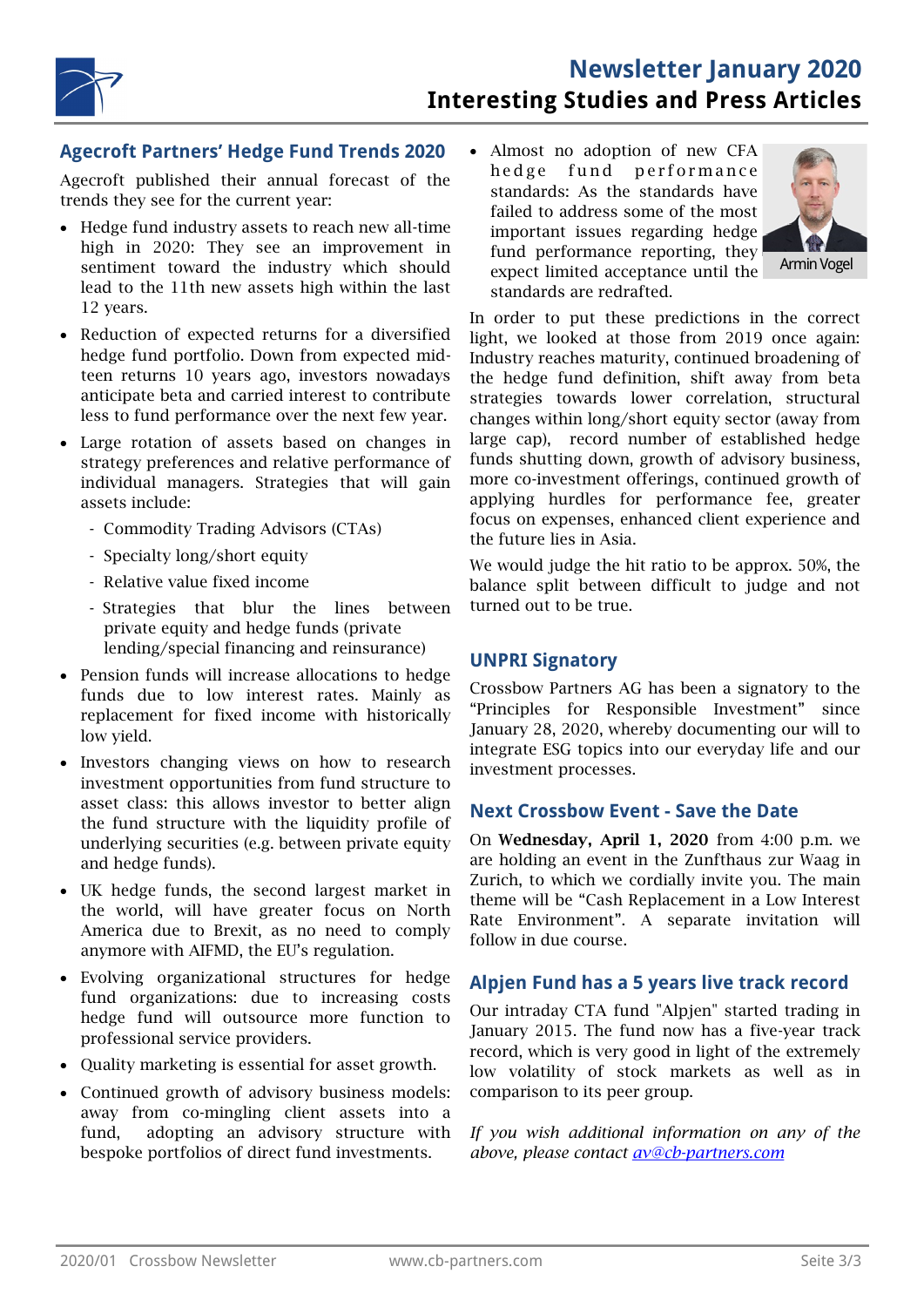# Newsletter January 2020
# Interesting Studies and Press Articles

## Agecroft Partners' Hedge Fund Trends 2020

Agecroft published their annual forecast of the trends they see for the current year:

- Hedge fund industry assets to reach new all-time high in 2020: They see an improvement in sentiment toward the industry which should lead to the 11th new assets high within the last 12 years.
- Reduction of expected returns for a diversified hedge fund portfolio. Down from expected mid-teen returns 10 years ago, investors nowadays anticipate beta and carried interest to contribute less to fund performance over the next few year.
- Large rotation of assets based on changes in strategy preferences and relative performance of individual managers. Strategies that will gain assets include:
  - Commodity Trading Advisors (CTAs)
  - Specialty long/short equity
  - Relative value fixed income
  - Strategies that blur the lines between private equity and hedge funds (private lending/special financing and reinsurance)
- Pension funds will increase allocations to hedge funds due to low interest rates. Mainly as replacement for fixed income with historically low yield.
- Investors changing views on how to research investment opportunities from fund structure to asset class: this allows investor to better align the fund structure with the liquidity profile of underlying securities (e.g. between private equity and hedge funds).
- UK hedge funds, the second largest market in the world, will have greater focus on North America due to Brexit, as no need to comply anymore with AIFMD, the EU's regulation.
- Evolving organizational structures for hedge fund organizations: due to increasing costs hedge fund will outsource more function to professional service providers.
- Quality marketing is essential for asset growth.
- Continued growth of advisory business models: away from co-mingling client assets into a fund, adopting an advisory structure with bespoke portfolios of direct fund investments.
- Almost no adoption of new CFA hedge fund performance standards: As the standards have failed to address some of the most important issues regarding hedge fund performance reporting, they expect limited acceptance until the standards are redrafted.

Armin Vogel

In order to put these predictions in the correct light, we looked at those from 2019 once again: Industry reaches maturity, continued broadening of the hedge fund definition, shift away from beta strategies towards lower correlation, structural changes within long/short equity sector (away from large cap), record number of established hedge funds shutting down, growth of advisory business, more co-investment offerings, continued growth of applying hurdles for performance fee, greater focus on expenses, enhanced client experience and the future lies in Asia.

We would judge the hit ratio to be approx. 50%, the balance split between difficult to judge and not turned out to be true.

## UNPRI Signatory

Crossbow Partners AG has been a signatory to the "Principles for Responsible Investment" since January 28, 2020, whereby documenting our will to integrate ESG topics into our everyday life and our investment processes.

## Next Crossbow Event - Save the Date

On **Wednesday, April 1, 2020** from 4:00 p.m. we are holding an event in the Zunfthaus zur Waag in Zurich, to which we cordially invite you. The main theme will be "Cash Replacement in a Low Interest Rate Environment". A separate invitation will follow in due course.

## Alpjen Fund has a 5 years live track record

Our intraday CTA fund "Alpjen" started trading in January 2015. The fund now has a five-year track record, which is very good in light of the extremely low volatility of stock markets as well as in comparison to its peer group.

*If you wish additional information on any of the above, please contact av@cb-partners.com*